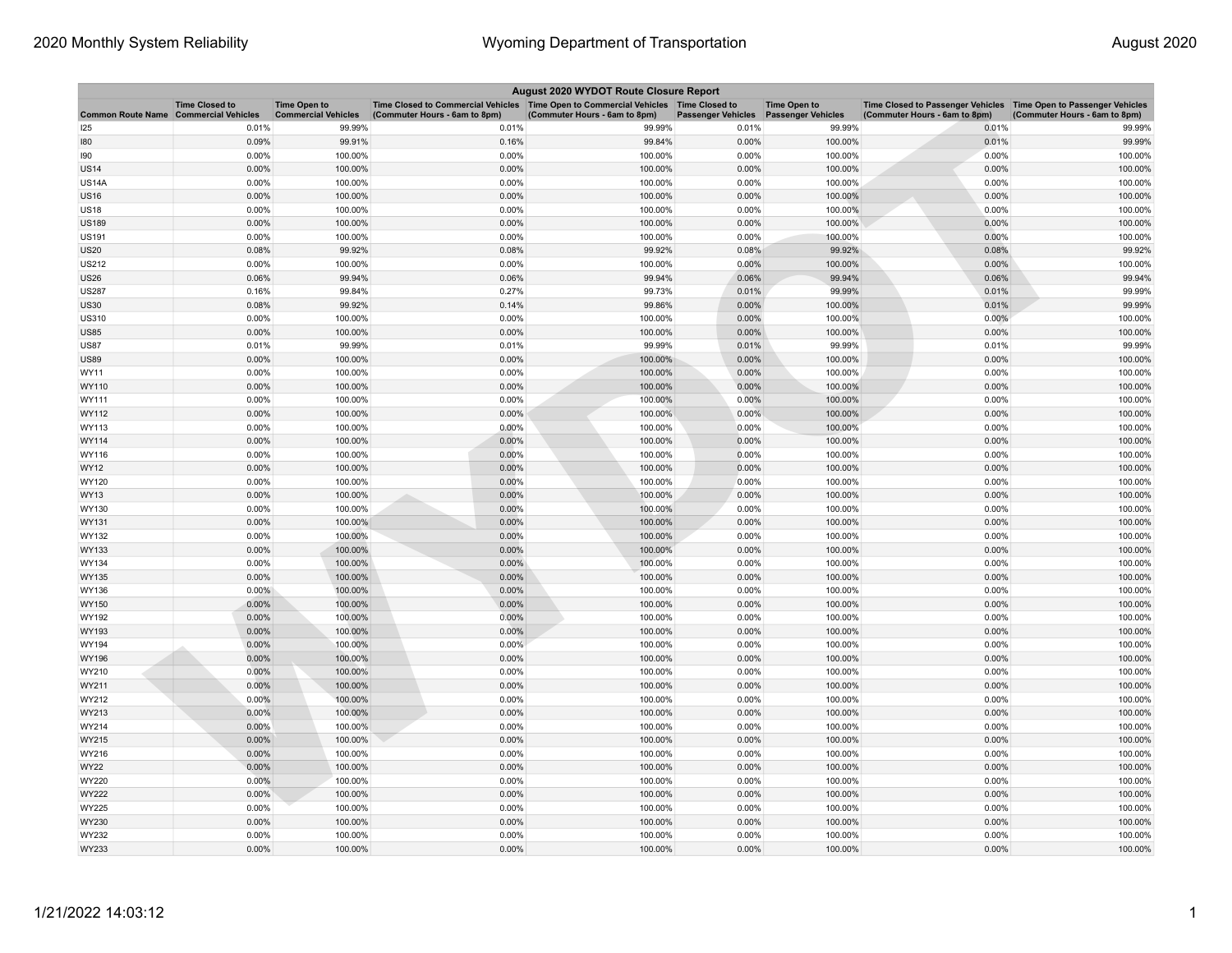# August 2020 WYDOT Route Closure Report

| Common Route Name | Time Closed to Commercial Vehicles | Time Open to Commercial Vehicles | Time Closed to Commercial Vehicles (Commuter Hours - 6am to 8pm) | Time Open to Commercial Vehicles (Commuter Hours - 6am to 8pm) | Time Closed to Passenger Vehicles | Time Open to Passenger Vehicles | Time Closed to Passenger Vehicles (Commuter Hours - 6am to 8pm) | Time Open to Passenger Vehicles (Commuter Hours - 6am to 8pm) |
|---|---|---|---|---|---|---|---|---|
| I25 | 0.01% | 99.99% | 0.01% | 99.99% | 0.01% | 99.99% | 0.01% | 99.99% |
| I80 | 0.09% | 99.91% | 0.16% | 99.84% | 0.00% | 100.00% | 0.01% | 99.99% |
| I90 | 0.00% | 100.00% | 0.00% | 100.00% | 0.00% | 100.00% | 0.00% | 100.00% |
| US14 | 0.00% | 100.00% | 0.00% | 100.00% | 0.00% | 100.00% | 0.00% | 100.00% |
| US14A | 0.00% | 100.00% | 0.00% | 100.00% | 0.00% | 100.00% | 0.00% | 100.00% |
| US16 | 0.00% | 100.00% | 0.00% | 100.00% | 0.00% | 100.00% | 0.00% | 100.00% |
| US18 | 0.00% | 100.00% | 0.00% | 100.00% | 0.00% | 100.00% | 0.00% | 100.00% |
| US189 | 0.00% | 100.00% | 0.00% | 100.00% | 0.00% | 100.00% | 0.00% | 100.00% |
| US191 | 0.00% | 100.00% | 0.00% | 100.00% | 0.00% | 100.00% | 0.00% | 100.00% |
| US20 | 0.08% | 99.92% | 0.08% | 99.92% | 0.08% | 99.92% | 0.08% | 99.92% |
| US212 | 0.00% | 100.00% | 0.00% | 100.00% | 0.00% | 100.00% | 0.00% | 100.00% |
| US26 | 0.06% | 99.94% | 0.06% | 99.94% | 0.06% | 99.94% | 0.06% | 99.94% |
| US287 | 0.16% | 99.84% | 0.27% | 99.73% | 0.01% | 99.99% | 0.01% | 99.99% |
| US30 | 0.08% | 99.92% | 0.14% | 99.86% | 0.00% | 100.00% | 0.01% | 99.99% |
| US310 | 0.00% | 100.00% | 0.00% | 100.00% | 0.00% | 100.00% | 0.00% | 100.00% |
| US85 | 0.00% | 100.00% | 0.00% | 100.00% | 0.00% | 100.00% | 0.00% | 100.00% |
| US87 | 0.01% | 99.99% | 0.01% | 99.99% | 0.01% | 99.99% | 0.01% | 99.99% |
| US89 | 0.00% | 100.00% | 0.00% | 100.00% | 0.00% | 100.00% | 0.00% | 100.00% |
| WY11 | 0.00% | 100.00% | 0.00% | 100.00% | 0.00% | 100.00% | 0.00% | 100.00% |
| WY110 | 0.00% | 100.00% | 0.00% | 100.00% | 0.00% | 100.00% | 0.00% | 100.00% |
| WY111 | 0.00% | 100.00% | 0.00% | 100.00% | 0.00% | 100.00% | 0.00% | 100.00% |
| WY112 | 0.00% | 100.00% | 0.00% | 100.00% | 0.00% | 100.00% | 0.00% | 100.00% |
| WY113 | 0.00% | 100.00% | 0.00% | 100.00% | 0.00% | 100.00% | 0.00% | 100.00% |
| WY114 | 0.00% | 100.00% | 0.00% | 100.00% | 0.00% | 100.00% | 0.00% | 100.00% |
| WY116 | 0.00% | 100.00% | 0.00% | 100.00% | 0.00% | 100.00% | 0.00% | 100.00% |
| WY12 | 0.00% | 100.00% | 0.00% | 100.00% | 0.00% | 100.00% | 0.00% | 100.00% |
| WY120 | 0.00% | 100.00% | 0.00% | 100.00% | 0.00% | 100.00% | 0.00% | 100.00% |
| WY13 | 0.00% | 100.00% | 0.00% | 100.00% | 0.00% | 100.00% | 0.00% | 100.00% |
| WY130 | 0.00% | 100.00% | 0.00% | 100.00% | 0.00% | 100.00% | 0.00% | 100.00% |
| WY131 | 0.00% | 100.00% | 0.00% | 100.00% | 0.00% | 100.00% | 0.00% | 100.00% |
| WY132 | 0.00% | 100.00% | 0.00% | 100.00% | 0.00% | 100.00% | 0.00% | 100.00% |
| WY133 | 0.00% | 100.00% | 0.00% | 100.00% | 0.00% | 100.00% | 0.00% | 100.00% |
| WY134 | 0.00% | 100.00% | 0.00% | 100.00% | 0.00% | 100.00% | 0.00% | 100.00% |
| WY135 | 0.00% | 100.00% | 0.00% | 100.00% | 0.00% | 100.00% | 0.00% | 100.00% |
| WY136 | 0.00% | 100.00% | 0.00% | 100.00% | 0.00% | 100.00% | 0.00% | 100.00% |
| WY150 | 0.00% | 100.00% | 0.00% | 100.00% | 0.00% | 100.00% | 0.00% | 100.00% |
| WY192 | 0.00% | 100.00% | 0.00% | 100.00% | 0.00% | 100.00% | 0.00% | 100.00% |
| WY193 | 0.00% | 100.00% | 0.00% | 100.00% | 0.00% | 100.00% | 0.00% | 100.00% |
| WY194 | 0.00% | 100.00% | 0.00% | 100.00% | 0.00% | 100.00% | 0.00% | 100.00% |
| WY196 | 0.00% | 100.00% | 0.00% | 100.00% | 0.00% | 100.00% | 0.00% | 100.00% |
| WY210 | 0.00% | 100.00% | 0.00% | 100.00% | 0.00% | 100.00% | 0.00% | 100.00% |
| WY211 | 0.00% | 100.00% | 0.00% | 100.00% | 0.00% | 100.00% | 0.00% | 100.00% |
| WY212 | 0.00% | 100.00% | 0.00% | 100.00% | 0.00% | 100.00% | 0.00% | 100.00% |
| WY213 | 0.00% | 100.00% | 0.00% | 100.00% | 0.00% | 100.00% | 0.00% | 100.00% |
| WY214 | 0.00% | 100.00% | 0.00% | 100.00% | 0.00% | 100.00% | 0.00% | 100.00% |
| WY215 | 0.00% | 100.00% | 0.00% | 100.00% | 0.00% | 100.00% | 0.00% | 100.00% |
| WY216 | 0.00% | 100.00% | 0.00% | 100.00% | 0.00% | 100.00% | 0.00% | 100.00% |
| WY22 | 0.00% | 100.00% | 0.00% | 100.00% | 0.00% | 100.00% | 0.00% | 100.00% |
| WY220 | 0.00% | 100.00% | 0.00% | 100.00% | 0.00% | 100.00% | 0.00% | 100.00% |
| WY222 | 0.00% | 100.00% | 0.00% | 100.00% | 0.00% | 100.00% | 0.00% | 100.00% |
| WY225 | 0.00% | 100.00% | 0.00% | 100.00% | 0.00% | 100.00% | 0.00% | 100.00% |
| WY230 | 0.00% | 100.00% | 0.00% | 100.00% | 0.00% | 100.00% | 0.00% | 100.00% |
| WY232 | 0.00% | 100.00% | 0.00% | 100.00% | 0.00% | 100.00% | 0.00% | 100.00% |
| WY233 | 0.00% | 100.00% | 0.00% | 100.00% | 0.00% | 100.00% | 0.00% | 100.00% |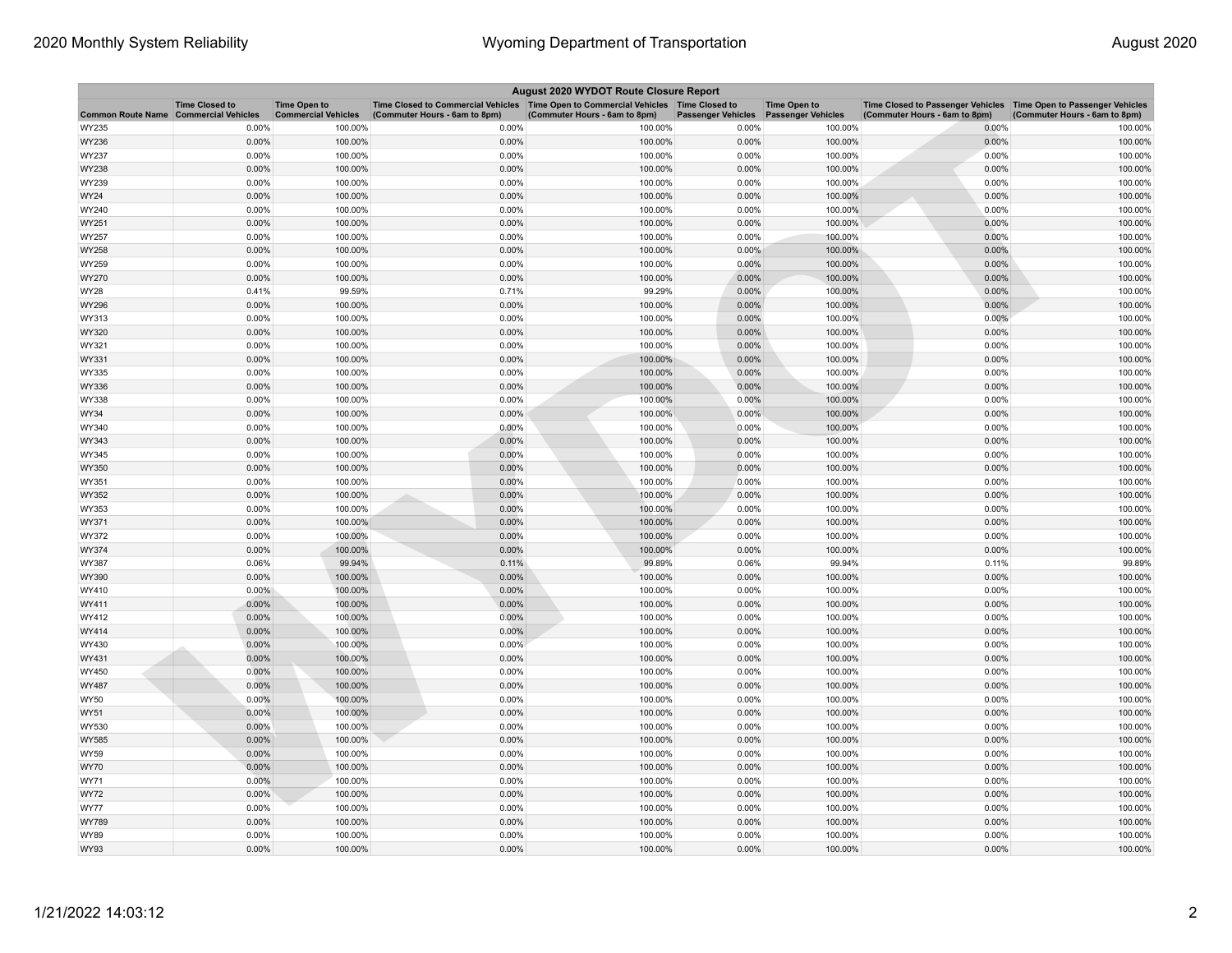| August 2020 WYDOT Route Closure Report | | | | | | | | |
|---|---|---|---|---|---|---|---|---|
| Common Route Name | Time Closed to Commercial Vehicles | Time Open to Commercial Vehicles | Time Closed to Commercial Vehicles (Commuter Hours - 6am to 8pm) | Time Open to Commercial Vehicles (Commuter Hours - 6am to 8pm) | Time Closed to Passenger Vehicles | Time Open to Passenger Vehicles | Time Closed to Passenger Vehicles (Commuter Hours - 6am to 8pm) | Time Open to Passenger Vehicles (Commuter Hours - 6am to 8pm) |
| WY235 | 0.00% | 100.00% | 0.00% | 100.00% | 0.00% | 100.00% | 0.00% | 100.00% |
| WY236 | 0.00% | 100.00% | 0.00% | 100.00% | 0.00% | 100.00% | 0.00% | 100.00% |
| WY237 | 0.00% | 100.00% | 0.00% | 100.00% | 0.00% | 100.00% | 0.00% | 100.00% |
| WY238 | 0.00% | 100.00% | 0.00% | 100.00% | 0.00% | 100.00% | 0.00% | 100.00% |
| WY239 | 0.00% | 100.00% | 0.00% | 100.00% | 0.00% | 100.00% | 0.00% | 100.00% |
| WY24 | 0.00% | 100.00% | 0.00% | 100.00% | 0.00% | 100.00% | 0.00% | 100.00% |
| WY240 | 0.00% | 100.00% | 0.00% | 100.00% | 0.00% | 100.00% | 0.00% | 100.00% |
| WY251 | 0.00% | 100.00% | 0.00% | 100.00% | 0.00% | 100.00% | 0.00% | 100.00% |
| WY257 | 0.00% | 100.00% | 0.00% | 100.00% | 0.00% | 100.00% | 0.00% | 100.00% |
| WY258 | 0.00% | 100.00% | 0.00% | 100.00% | 0.00% | 100.00% | 0.00% | 100.00% |
| WY259 | 0.00% | 100.00% | 0.00% | 100.00% | 0.00% | 100.00% | 0.00% | 100.00% |
| WY270 | 0.00% | 100.00% | 0.00% | 100.00% | 0.00% | 100.00% | 0.00% | 100.00% |
| WY28 | 0.41% | 99.59% | 0.71% | 99.29% | 0.00% | 100.00% | 0.00% | 100.00% |
| WY296 | 0.00% | 100.00% | 0.00% | 100.00% | 0.00% | 100.00% | 0.00% | 100.00% |
| WY313 | 0.00% | 100.00% | 0.00% | 100.00% | 0.00% | 100.00% | 0.00% | 100.00% |
| WY320 | 0.00% | 100.00% | 0.00% | 100.00% | 0.00% | 100.00% | 0.00% | 100.00% |
| WY321 | 0.00% | 100.00% | 0.00% | 100.00% | 0.00% | 100.00% | 0.00% | 100.00% |
| WY331 | 0.00% | 100.00% | 0.00% | 100.00% | 0.00% | 100.00% | 0.00% | 100.00% |
| WY335 | 0.00% | 100.00% | 0.00% | 100.00% | 0.00% | 100.00% | 0.00% | 100.00% |
| WY336 | 0.00% | 100.00% | 0.00% | 100.00% | 0.00% | 100.00% | 0.00% | 100.00% |
| WY338 | 0.00% | 100.00% | 0.00% | 100.00% | 0.00% | 100.00% | 0.00% | 100.00% |
| WY34 | 0.00% | 100.00% | 0.00% | 100.00% | 0.00% | 100.00% | 0.00% | 100.00% |
| WY340 | 0.00% | 100.00% | 0.00% | 100.00% | 0.00% | 100.00% | 0.00% | 100.00% |
| WY343 | 0.00% | 100.00% | 0.00% | 100.00% | 0.00% | 100.00% | 0.00% | 100.00% |
| WY345 | 0.00% | 100.00% | 0.00% | 100.00% | 0.00% | 100.00% | 0.00% | 100.00% |
| WY350 | 0.00% | 100.00% | 0.00% | 100.00% | 0.00% | 100.00% | 0.00% | 100.00% |
| WY351 | 0.00% | 100.00% | 0.00% | 100.00% | 0.00% | 100.00% | 0.00% | 100.00% |
| WY352 | 0.00% | 100.00% | 0.00% | 100.00% | 0.00% | 100.00% | 0.00% | 100.00% |
| WY353 | 0.00% | 100.00% | 0.00% | 100.00% | 0.00% | 100.00% | 0.00% | 100.00% |
| WY371 | 0.00% | 100.00% | 0.00% | 100.00% | 0.00% | 100.00% | 0.00% | 100.00% |
| WY372 | 0.00% | 100.00% | 0.00% | 100.00% | 0.00% | 100.00% | 0.00% | 100.00% |
| WY374 | 0.00% | 100.00% | 0.00% | 100.00% | 0.00% | 100.00% | 0.00% | 100.00% |
| WY387 | 0.06% | 99.94% | 0.11% | 99.89% | 0.06% | 99.94% | 0.11% | 99.89% |
| WY390 | 0.00% | 100.00% | 0.00% | 100.00% | 0.00% | 100.00% | 0.00% | 100.00% |
| WY410 | 0.00% | 100.00% | 0.00% | 100.00% | 0.00% | 100.00% | 0.00% | 100.00% |
| WY411 | 0.00% | 100.00% | 0.00% | 100.00% | 0.00% | 100.00% | 0.00% | 100.00% |
| WY412 | 0.00% | 100.00% | 0.00% | 100.00% | 0.00% | 100.00% | 0.00% | 100.00% |
| WY414 | 0.00% | 100.00% | 0.00% | 100.00% | 0.00% | 100.00% | 0.00% | 100.00% |
| WY430 | 0.00% | 100.00% | 0.00% | 100.00% | 0.00% | 100.00% | 0.00% | 100.00% |
| WY431 | 0.00% | 100.00% | 0.00% | 100.00% | 0.00% | 100.00% | 0.00% | 100.00% |
| WY450 | 0.00% | 100.00% | 0.00% | 100.00% | 0.00% | 100.00% | 0.00% | 100.00% |
| WY487 | 0.00% | 100.00% | 0.00% | 100.00% | 0.00% | 100.00% | 0.00% | 100.00% |
| WY50 | 0.00% | 100.00% | 0.00% | 100.00% | 0.00% | 100.00% | 0.00% | 100.00% |
| WY51 | 0.00% | 100.00% | 0.00% | 100.00% | 0.00% | 100.00% | 0.00% | 100.00% |
| WY530 | 0.00% | 100.00% | 0.00% | 100.00% | 0.00% | 100.00% | 0.00% | 100.00% |
| WY585 | 0.00% | 100.00% | 0.00% | 100.00% | 0.00% | 100.00% | 0.00% | 100.00% |
| WY59 | 0.00% | 100.00% | 0.00% | 100.00% | 0.00% | 100.00% | 0.00% | 100.00% |
| WY70 | 0.00% | 100.00% | 0.00% | 100.00% | 0.00% | 100.00% | 0.00% | 100.00% |
| WY71 | 0.00% | 100.00% | 0.00% | 100.00% | 0.00% | 100.00% | 0.00% | 100.00% |
| WY72 | 0.00% | 100.00% | 0.00% | 100.00% | 0.00% | 100.00% | 0.00% | 100.00% |
| WY77 | 0.00% | 100.00% | 0.00% | 100.00% | 0.00% | 100.00% | 0.00% | 100.00% |
| WY789 | 0.00% | 100.00% | 0.00% | 100.00% | 0.00% | 100.00% | 0.00% | 100.00% |
| WY89 | 0.00% | 100.00% | 0.00% | 100.00% | 0.00% | 100.00% | 0.00% | 100.00% |
| WY93 | 0.00% | 100.00% | 0.00% | 100.00% | 0.00% | 100.00% | 0.00% | 100.00% |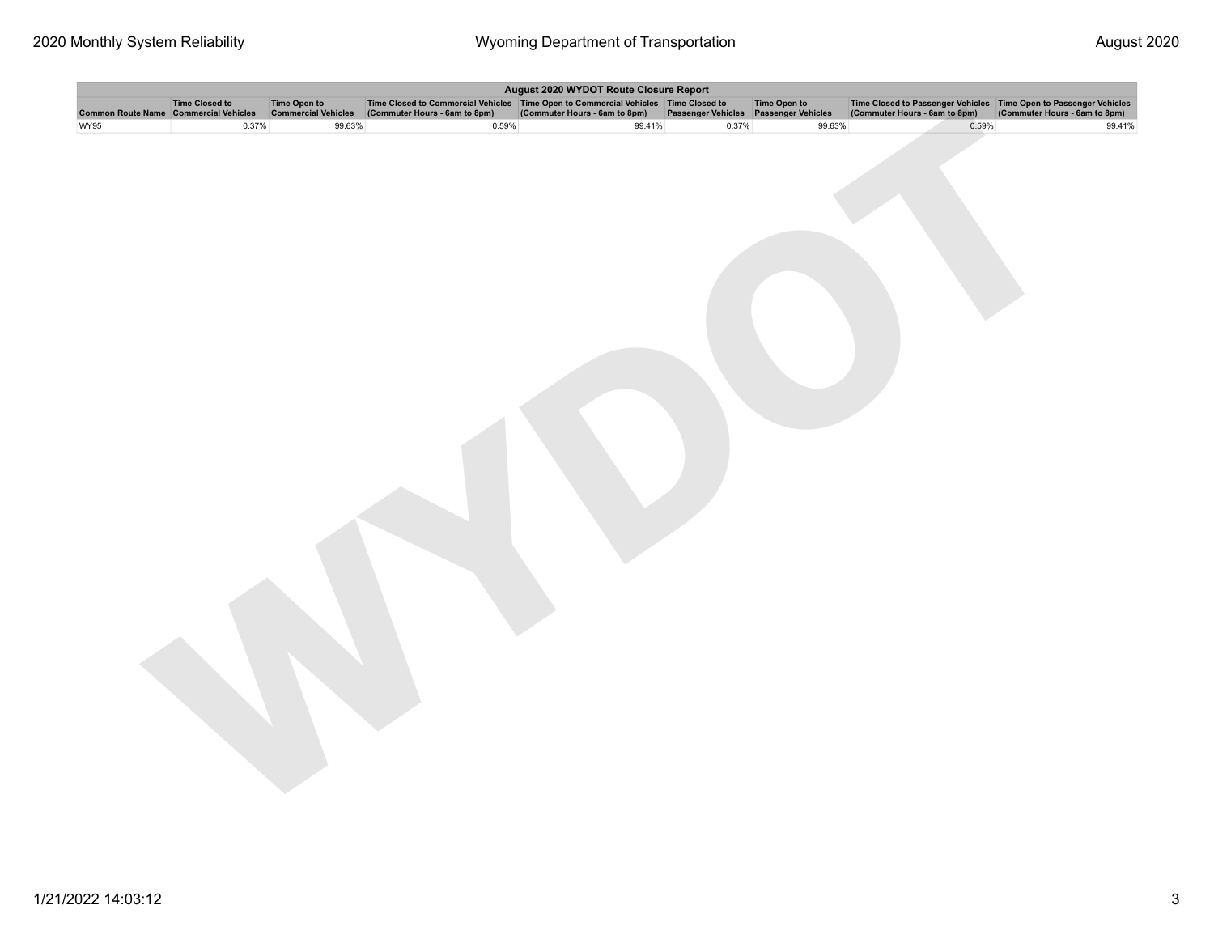| August 2020 WYDOT Route Closure Report | | | | | | | | |
|---|---|---|---|---|---|---|---|---|
| Common Route Name | Time Closed to Commercial Vehicles | Time Open to Commercial Vehicles | Time Closed to Commercial Vehicles (Commuter Hours - 6am to 8pm) | Time Open to Commercial Vehicles (Commuter Hours - 6am to 8pm) | Time Closed to Passenger Vehicles | Time Open to Passenger Vehicles | Time Closed to Passenger Vehicles (Commuter Hours - 6am to 8pm) | Time Open to Passenger Vehicles (Commuter Hours - 6am to 8pm) |
| WY95 | 0.37% | 99.63% | 0.59% | 99.41% | 0.37% | 99.63% | 0.59% | 99.41% |